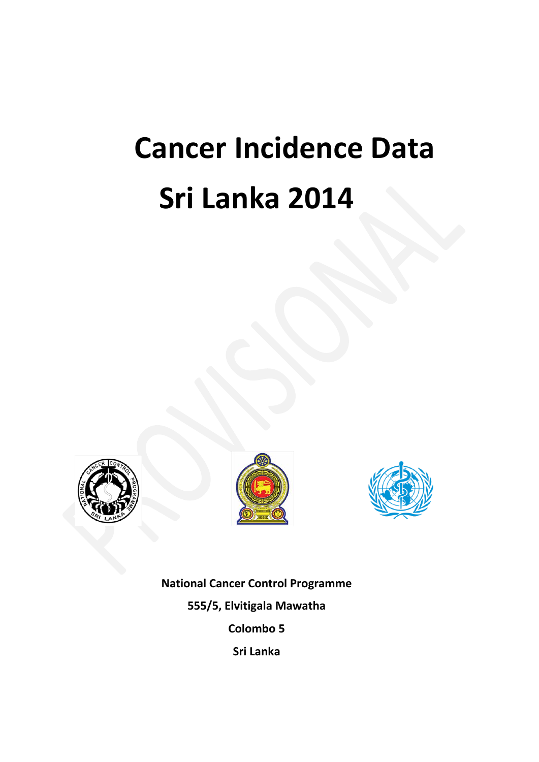# Cancer Incidence Data

# Sri Lanka 2014

PROVISIONAL

**National Cancer Control Programme**

**555/5, Elvitigala Mawatha**

**Colombo 5**

**Sri Lanka**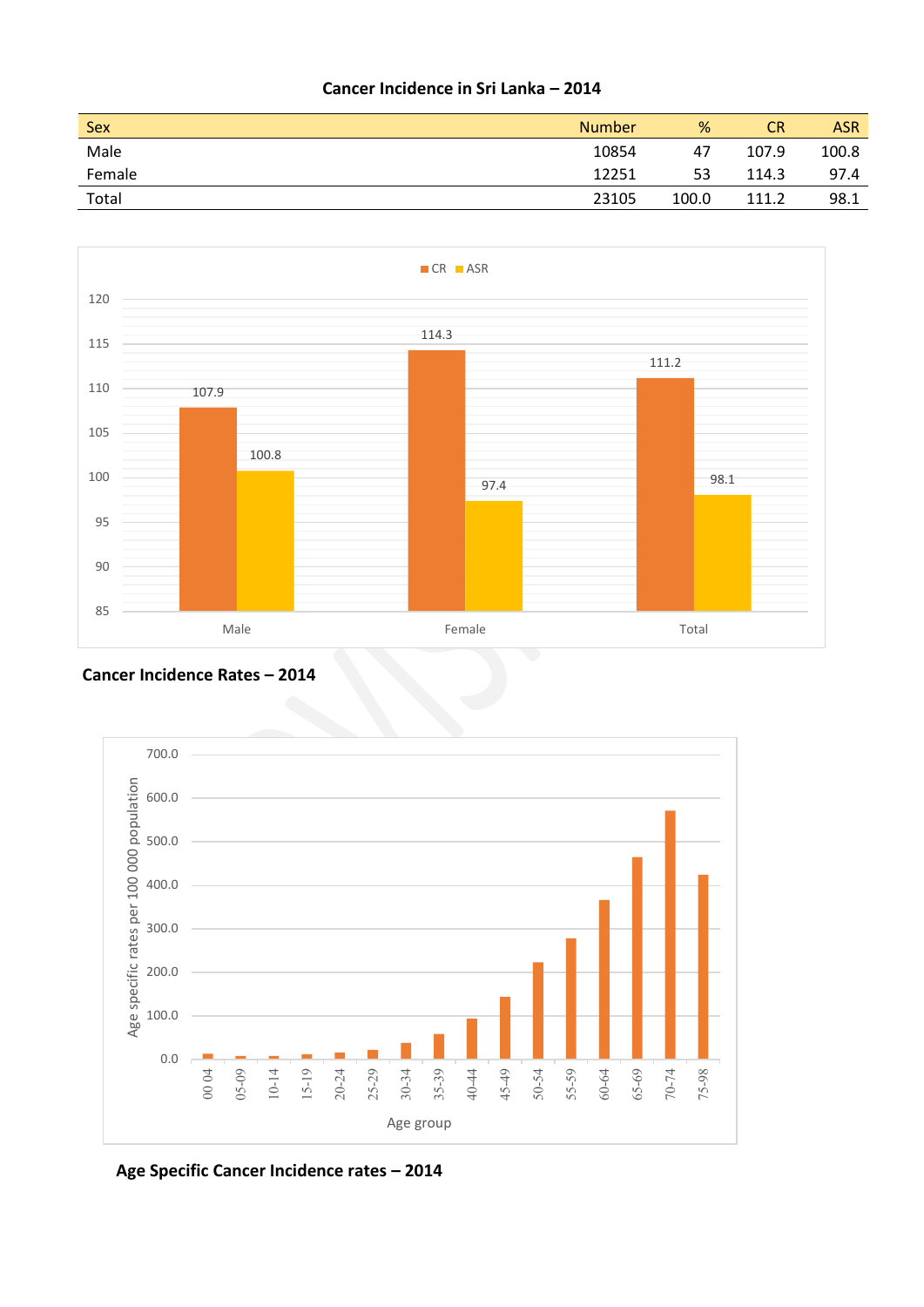### Cancer Incidence in Sri Lanka – 2014

| Sex | Number | % | CR | ASR |
|---|---|---|---|---|
| Male | 10854 | 47 | 107.9 | 100.8 |
| Female | 12251 | 53 | 114.3 | 97.4 |
| Total | 23105 | 100.0 | 111.2 | 98.1 |

**Cancer Incidence Rates – 2014**

**Age Specific Cancer Incidence rates – 2014**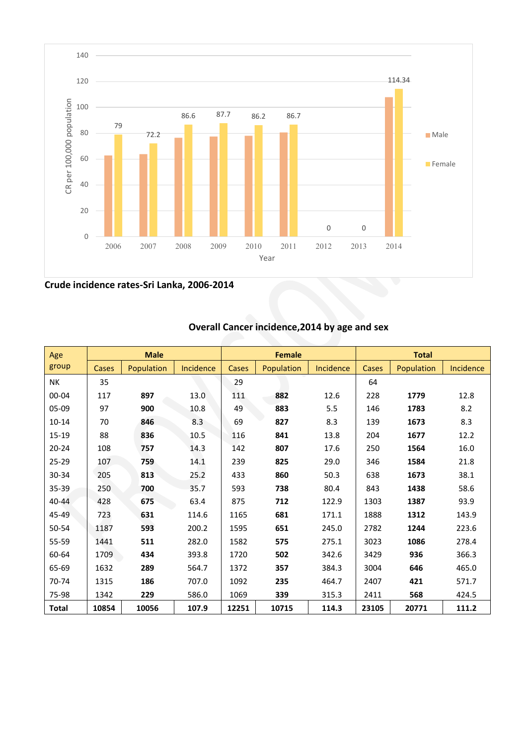**Crude incidence rates-Sri Lanka, 2006-2014**

## Overall Cancer incidence,2014 by age and sex

| Age group | Male | | | Female | | | Total | | |
|---|---|---|---|---|---|---|---|---|---|
| | Cases | Population | Incidence | Cases | Population | Incidence | Cases | Population | Incidence |
| NK | 35 | | | 29 | | | 64 | | |
| 00-04 | 117 | **897** | 13.0 | 111 | **882** | 12.6 | 228 | **1779** | 12.8 |
| 05-09 | 97 | **900** | 10.8 | 49 | **883** | 5.5 | 146 | **1783** | 8.2 |
| 10-14 | 70 | **846** | 8.3 | 69 | **827** | 8.3 | 139 | **1673** | 8.3 |
| 15-19 | 88 | **836** | 10.5 | 116 | **841** | 13.8 | 204 | **1677** | 12.2 |
| 20-24 | 108 | **757** | 14.3 | 142 | **807** | 17.6 | 250 | **1564** | 16.0 |
| 25-29 | 107 | **759** | 14.1 | 239 | **825** | 29.0 | 346 | **1584** | 21.8 |
| 30-34 | 205 | **813** | 25.2 | 433 | **860** | 50.3 | 638 | **1673** | 38.1 |
| 35-39 | 250 | **700** | 35.7 | 593 | **738** | 80.4 | 843 | **1438** | 58.6 |
| 40-44 | 428 | **675** | 63.4 | 875 | **712** | 122.9 | 1303 | **1387** | 93.9 |
| 45-49 | 723 | **631** | 114.6 | 1165 | **681** | 171.1 | 1888 | **1312** | 143.9 |
| 50-54 | 1187 | **593** | 200.2 | 1595 | **651** | 245.0 | 2782 | **1244** | 223.6 |
| 55-59 | 1441 | **511** | 282.0 | 1582 | **575** | 275.1 | 3023 | **1086** | 278.4 |
| 60-64 | 1709 | **434** | 393.8 | 1720 | **502** | 342.6 | 3429 | **936** | 366.3 |
| 65-69 | 1632 | **289** | 564.7 | 1372 | **357** | 384.3 | 3004 | **646** | 465.0 |
| 70-74 | 1315 | **186** | 707.0 | 1092 | **235** | 464.7 | 2407 | **421** | 571.7 |
| 75-98 | 1342 | **229** | 586.0 | 1069 | **339** | 315.3 | 2411 | **568** | 424.5 |
| **Total** | **10854** | **10056** | **107.9** | **12251** | **10715** | **114.3** | **23105** | **20771** | **111.2** |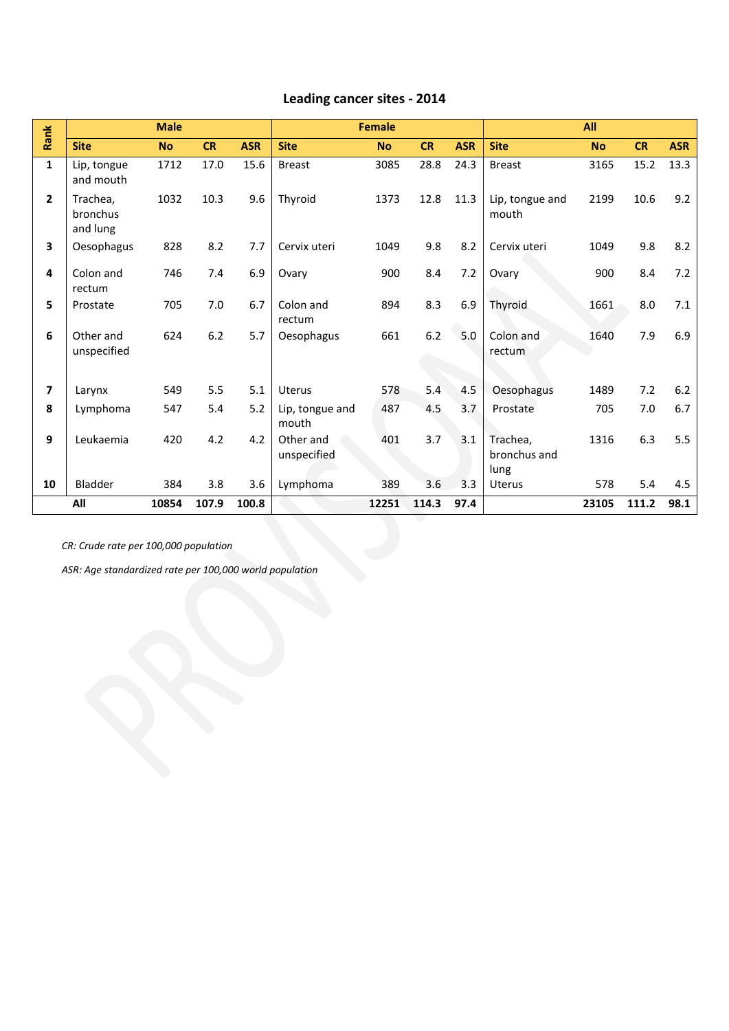## Leading cancer sites - 2014

| Rank | Male | | | | Female | | | | All | | | |
|---|---|---|---|---|---|---|---|---|---|---|---|---|
| | **Site** | **No** | **CR** | **ASR** | **Site** | **No** | **CR** | **ASR** | **Site** | **No** | **CR** | **ASR** |
| **1** | Lip, tongue and mouth | 1712 | 17.0 | 15.6 | Breast | 3085 | 28.8 | 24.3 | Breast | 3165 | 15.2 | 13.3 |
| **2** | Trachea, bronchus and lung | 1032 | 10.3 | 9.6 | Thyroid | 1373 | 12.8 | 11.3 | Lip, tongue and mouth | 2199 | 10.6 | 9.2 |
| **3** | Oesophagus | 828 | 8.2 | 7.7 | Cervix uteri | 1049 | 9.8 | 8.2 | Cervix uteri | 1049 | 9.8 | 8.2 |
| **4** | Colon and rectum | 746 | 7.4 | 6.9 | Ovary | 900 | 8.4 | 7.2 | Ovary | 900 | 8.4 | 7.2 |
| **5** | Prostate | 705 | 7.0 | 6.7 | Colon and rectum | 894 | 8.3 | 6.9 | Thyroid | 1661 | 8.0 | 7.1 |
| **6** | Other and unspecified | 624 | 6.2 | 5.7 | Oesophagus | 661 | 6.2 | 5.0 | Colon and rectum | 1640 | 7.9 | 6.9 |
| **7** | Larynx | 549 | 5.5 | 5.1 | Uterus | 578 | 5.4 | 4.5 | Oesophagus | 1489 | 7.2 | 6.2 |
| **8** | Lymphoma | 547 | 5.4 | 5.2 | Lip, tongue and mouth | 487 | 4.5 | 3.7 | Prostate | 705 | 7.0 | 6.7 |
| **9** | Leukaemia | 420 | 4.2 | 4.2 | Other and unspecified | 401 | 3.7 | 3.1 | Trachea, bronchus and lung | 1316 | 6.3 | 5.5 |
| **10** | Bladder | 384 | 3.8 | 3.6 | Lymphoma | 389 | 3.6 | 3.3 | Uterus | 578 | 5.4 | 4.5 |
| | **All** | **10854** | **107.9** | **100.8** | | **12251** | **114.3** | **97.4** | | **23105** | **111.2** | **98.1** |

*CR: Crude rate per 100,000 population*

*ASR: Age standardized rate per 100,000 world population*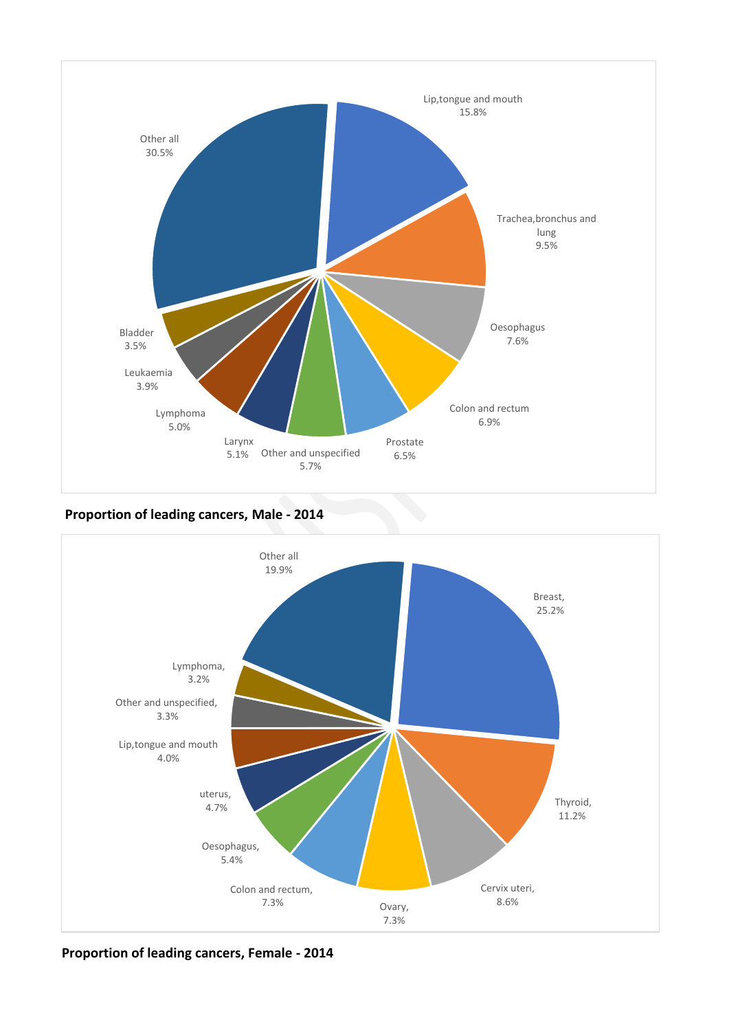| Site | Percentage |
|---|---|
| Lip,tongue and mouth | 15.8% |
| Trachea,bronchus and lung | 9.5% |
| Oesophagus | 7.6% |
| Colon and rectum | 6.9% |
| Prostate | 6.5% |
| Other and unspecified | 5.7% |
| Larynx | 5.1% |
| Lymphoma | 5.0% |
| Leukaemia | 3.9% |
| Bladder | 3.5% |
| Other all | 30.5% |

**Proportion of leading cancers, Male - 2014**

| Site | Percentage |
|---|---|
| Breast | 25.2% |
| Thyroid | 11.2% |
| Cervix uteri | 8.6% |
| Ovary | 7.3% |
| Colon and rectum | 7.3% |
| Oesophagus | 5.4% |
| uterus | 4.7% |
| Lip,tongue and mouth | 4.0% |
| Other and unspecified | 3.3% |
| Lymphoma | 3.2% |
| Other all | 19.9% |

**Proportion of leading cancers, Female - 2014**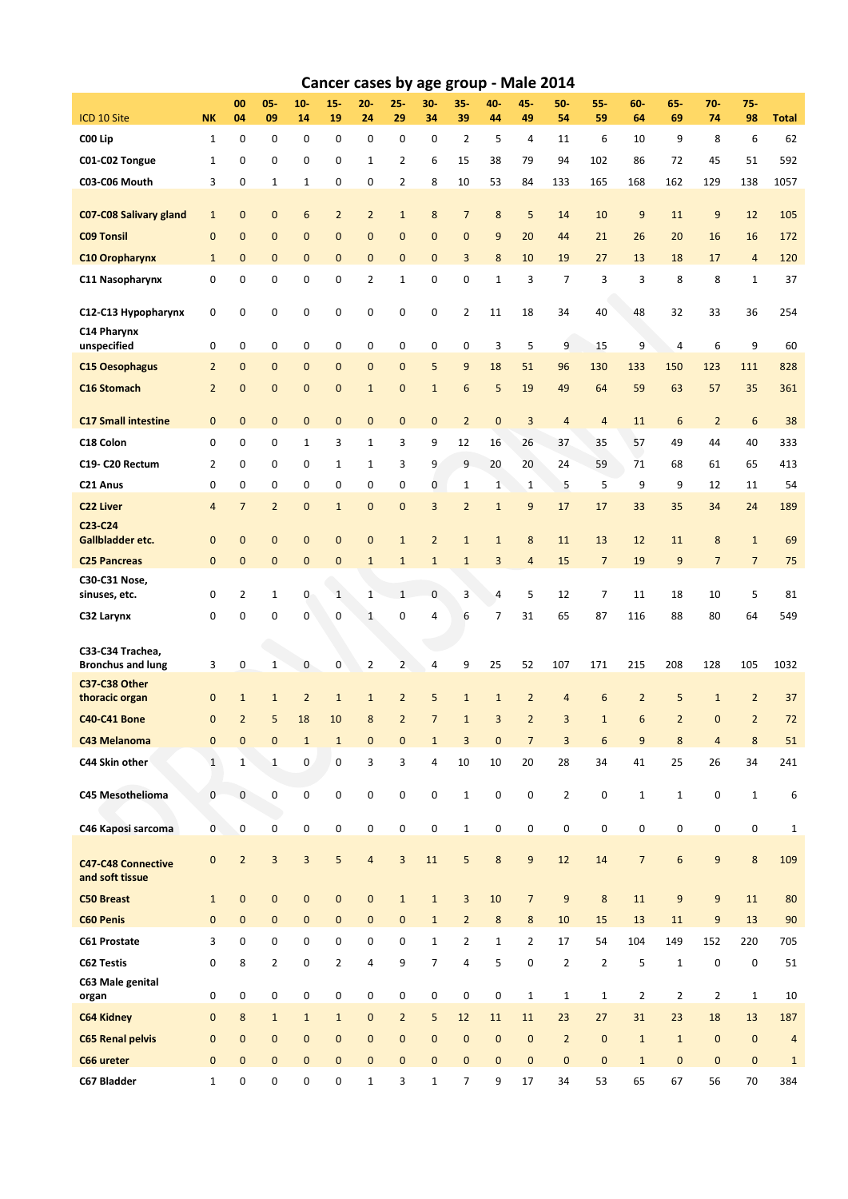# Cancer cases by age group - Male 2014

| ICD 10 Site | NK | 00 04 | 05- 09 | 10- 14 | 15- 19 | 20- 24 | 25- 29 | 30- 34 | 35- 39 | 40- 44 | 45- 49 | 50- 54 | 55- 59 | 60- 64 | 65- 69 | 70- 74 | 75- 98 | Total |
|---|---|---|---|---|---|---|---|---|---|---|---|---|---|---|---|---|---|---|
| **C00 Lip** | 1 | 0 | 0 | 0 | 0 | 0 | 0 | 0 | 2 | 5 | 4 | 11 | 6 | 10 | 9 | 8 | 6 | 62 |
| **C01-C02 Tongue** | 1 | 0 | 0 | 0 | 0 | 1 | 2 | 6 | 15 | 38 | 79 | 94 | 102 | 86 | 72 | 45 | 51 | 592 |
| **C03-C06 Mouth** | 3 | 0 | 1 | 1 | 0 | 0 | 2 | 8 | 10 | 53 | 84 | 133 | 165 | 168 | 162 | 129 | 138 | 1057 |
| **C07-C08 Salivary gland** | 1 | 0 | 0 | 6 | 2 | 2 | 1 | 8 | 7 | 8 | 5 | 14 | 10 | 9 | 11 | 9 | 12 | 105 |
| **C09 Tonsil** | 0 | 0 | 0 | 0 | 0 | 0 | 0 | 0 | 0 | 9 | 20 | 44 | 21 | 26 | 20 | 16 | 16 | 172 |
| **C10 Oropharynx** | 1 | 0 | 0 | 0 | 0 | 0 | 0 | 0 | 3 | 8 | 10 | 19 | 27 | 13 | 18 | 17 | 4 | 120 |
| **C11 Nasopharynx** | 0 | 0 | 0 | 0 | 0 | 2 | 1 | 0 | 0 | 1 | 3 | 7 | 3 | 3 | 8 | 8 | 1 | 37 |
| **C12-C13 Hypopharynx** | 0 | 0 | 0 | 0 | 0 | 0 | 0 | 0 | 2 | 11 | 18 | 34 | 40 | 48 | 32 | 33 | 36 | 254 |
| **C14 Pharynx unspecified** | 0 | 0 | 0 | 0 | 0 | 0 | 0 | 0 | 0 | 3 | 5 | 9 | 15 | 9 | 4 | 6 | 9 | 60 |
| **C15 Oesophagus** | 2 | 0 | 0 | 0 | 0 | 0 | 0 | 5 | 9 | 18 | 51 | 96 | 130 | 133 | 150 | 123 | 111 | 828 |
| **C16 Stomach** | 2 | 0 | 0 | 0 | 0 | 1 | 0 | 1 | 6 | 5 | 19 | 49 | 64 | 59 | 63 | 57 | 35 | 361 |
| **C17 Small intestine** | 0 | 0 | 0 | 0 | 0 | 0 | 0 | 0 | 2 | 0 | 3 | 4 | 4 | 11 | 6 | 2 | 6 | 38 |
| **C18 Colon** | 0 | 0 | 0 | 1 | 3 | 1 | 3 | 9 | 12 | 16 | 26 | 37 | 35 | 57 | 49 | 44 | 40 | 333 |
| **C19- C20 Rectum** | 2 | 0 | 0 | 0 | 1 | 1 | 3 | 9 | 9 | 20 | 20 | 24 | 59 | 71 | 68 | 61 | 65 | 413 |
| **C21 Anus** | 0 | 0 | 0 | 0 | 0 | 0 | 0 | 0 | 1 | 1 | 1 | 5 | 5 | 9 | 9 | 12 | 11 | 54 |
| **C22 Liver** | 4 | 7 | 2 | 0 | 1 | 0 | 0 | 3 | 2 | 1 | 9 | 17 | 17 | 33 | 35 | 34 | 24 | 189 |
| **C23-C24 Gallbladder etc.** | 0 | 0 | 0 | 0 | 0 | 0 | 1 | 2 | 1 | 1 | 8 | 11 | 13 | 12 | 11 | 8 | 1 | 69 |
| **C25 Pancreas** | 0 | 0 | 0 | 0 | 0 | 1 | 1 | 1 | 1 | 3 | 4 | 15 | 7 | 19 | 9 | 7 | 7 | 75 |
| **C30-C31 Nose, sinuses, etc.** | 0 | 2 | 1 | 0 | 1 | 1 | 1 | 0 | 3 | 4 | 5 | 12 | 7 | 11 | 18 | 10 | 5 | 81 |
| **C32 Larynx** | 0 | 0 | 0 | 0 | 0 | 1 | 0 | 4 | 6 | 7 | 31 | 65 | 87 | 116 | 88 | 80 | 64 | 549 |
| **C33-C34 Trachea, Bronchus and lung** | 3 | 0 | 1 | 0 | 0 | 2 | 2 | 4 | 9 | 25 | 52 | 107 | 171 | 215 | 208 | 128 | 105 | 1032 |
| **C37-C38 Other thoracic organ** | 0 | 1 | 1 | 2 | 1 | 1 | 2 | 5 | 1 | 1 | 2 | 4 | 6 | 2 | 5 | 1 | 2 | 37 |
| **C40-C41 Bone** | 0 | 2 | 5 | 18 | 10 | 8 | 2 | 7 | 1 | 3 | 2 | 3 | 1 | 6 | 2 | 0 | 2 | 72 |
| **C43 Melanoma** | 0 | 0 | 0 | 1 | 1 | 0 | 0 | 1 | 3 | 0 | 7 | 3 | 6 | 9 | 8 | 4 | 8 | 51 |
| **C44 Skin other** | 1 | 1 | 1 | 0 | 0 | 3 | 3 | 4 | 10 | 10 | 20 | 28 | 34 | 41 | 25 | 26 | 34 | 241 |
| **C45 Mesothelioma** | 0 | 0 | 0 | 0 | 0 | 0 | 0 | 0 | 1 | 0 | 0 | 2 | 0 | 1 | 1 | 0 | 1 | 6 |
| **C46 Kaposi sarcoma** | 0 | 0 | 0 | 0 | 0 | 0 | 0 | 0 | 1 | 0 | 0 | 0 | 0 | 0 | 0 | 0 | 0 | 1 |
| **C47-C48 Connective and soft tissue** | 0 | 2 | 3 | 3 | 5 | 4 | 3 | 11 | 5 | 8 | 9 | 12 | 14 | 7 | 6 | 9 | 8 | 109 |
| **C50 Breast** | 1 | 0 | 0 | 0 | 0 | 0 | 1 | 1 | 3 | 10 | 7 | 9 | 8 | 11 | 9 | 9 | 11 | 80 |
| **C60 Penis** | 0 | 0 | 0 | 0 | 0 | 0 | 0 | 1 | 2 | 8 | 8 | 10 | 15 | 13 | 11 | 9 | 13 | 90 |
| **C61 Prostate** | 3 | 0 | 0 | 0 | 0 | 0 | 0 | 1 | 2 | 1 | 2 | 17 | 54 | 104 | 149 | 152 | 220 | 705 |
| **C62 Testis** | 0 | 8 | 2 | 0 | 2 | 4 | 9 | 7 | 4 | 5 | 0 | 2 | 2 | 5 | 1 | 0 | 0 | 51 |
| **C63 Male genital organ** | 0 | 0 | 0 | 0 | 0 | 0 | 0 | 0 | 0 | 0 | 1 | 1 | 1 | 2 | 2 | 2 | 1 | 10 |
| **C64 Kidney** | 0 | 8 | 1 | 1 | 1 | 0 | 2 | 5 | 12 | 11 | 11 | 23 | 27 | 31 | 23 | 18 | 13 | 187 |
| **C65 Renal pelvis** | 0 | 0 | 0 | 0 | 0 | 0 | 0 | 0 | 0 | 0 | 0 | 2 | 0 | 1 | 1 | 0 | 0 | 4 |
| **C66 ureter** | 0 | 0 | 0 | 0 | 0 | 0 | 0 | 0 | 0 | 0 | 0 | 0 | 0 | 1 | 0 | 0 | 0 | 1 |
| **C67 Bladder** | 1 | 0 | 0 | 0 | 0 | 1 | 3 | 1 | 7 | 9 | 17 | 34 | 53 | 65 | 67 | 56 | 70 | 384 |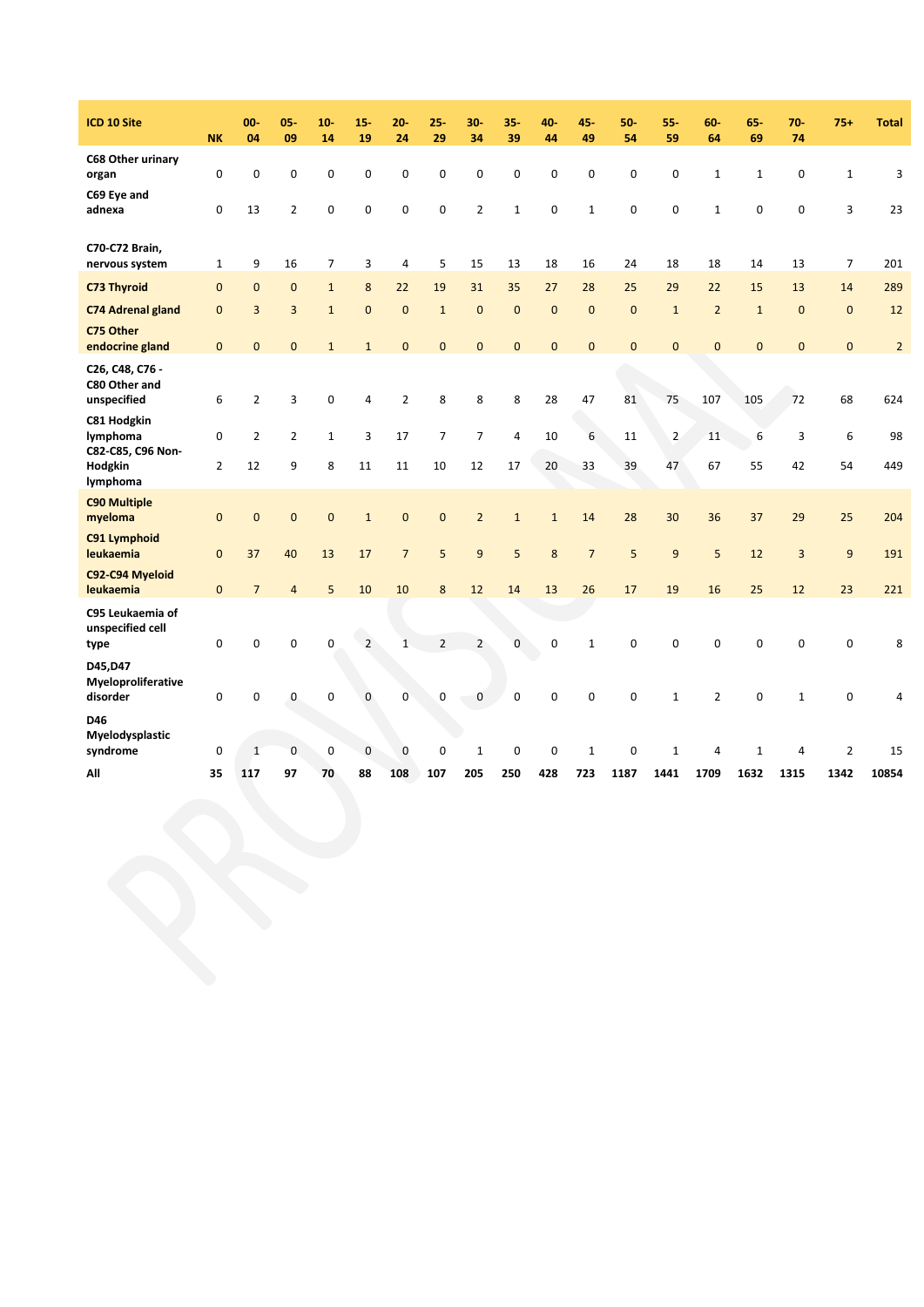| ICD 10 Site | NK | 00-04 | 05-09 | 10-14 | 15-19 | 20-24 | 25-29 | 30-34 | 35-39 | 40-44 | 45-49 | 50-54 | 55-59 | 60-64 | 65-69 | 70-74 | 75+ | Total |
|---|---|---|---|---|---|---|---|---|---|---|---|---|---|---|---|---|---|---|
| C68 Other urinary organ | 0 | 0 | 0 | 0 | 0 | 0 | 0 | 0 | 0 | 0 | 0 | 0 | 0 | 1 | 1 | 0 | 1 | 3 |
| C69 Eye and adnexa | 0 | 13 | 2 | 0 | 0 | 0 | 0 | 2 | 1 | 0 | 1 | 0 | 0 | 1 | 0 | 0 | 3 | 23 |
| C70-C72 Brain, nervous system | 1 | 9 | 16 | 7 | 3 | 4 | 5 | 15 | 13 | 18 | 16 | 24 | 18 | 18 | 14 | 13 | 7 | 201 |
| C73 Thyroid | 0 | 0 | 0 | 1 | 8 | 22 | 19 | 31 | 35 | 27 | 28 | 25 | 29 | 22 | 15 | 13 | 14 | 289 |
| C74 Adrenal gland | 0 | 3 | 3 | 1 | 0 | 0 | 1 | 0 | 0 | 0 | 0 | 0 | 1 | 2 | 1 | 0 | 0 | 12 |
| C75 Other endocrine gland | 0 | 0 | 0 | 1 | 1 | 0 | 0 | 0 | 0 | 0 | 0 | 0 | 0 | 0 | 0 | 0 | 0 | 2 |
| C26, C48, C76 - C80 Other and unspecified | 6 | 2 | 3 | 0 | 4 | 2 | 8 | 8 | 8 | 28 | 47 | 81 | 75 | 107 | 105 | 72 | 68 | 624 |
| C81 Hodgkin lymphoma | 0 | 2 | 2 | 1 | 3 | 17 | 7 | 7 | 4 | 10 | 6 | 11 | 2 | 11 | 6 | 3 | 6 | 98 |
| C82-C85, C96 Non-Hodgkin lymphoma | 2 | 12 | 9 | 8 | 11 | 11 | 10 | 12 | 17 | 20 | 33 | 39 | 47 | 67 | 55 | 42 | 54 | 449 |
| C90 Multiple myeloma | 0 | 0 | 0 | 0 | 1 | 0 | 0 | 2 | 1 | 1 | 14 | 28 | 30 | 36 | 37 | 29 | 25 | 204 |
| C91 Lymphoid leukaemia | 0 | 37 | 40 | 13 | 17 | 7 | 5 | 9 | 5 | 8 | 7 | 5 | 9 | 5 | 12 | 3 | 9 | 191 |
| C92-C94 Myeloid leukaemia | 0 | 7 | 4 | 5 | 10 | 10 | 8 | 12 | 14 | 13 | 26 | 17 | 19 | 16 | 25 | 12 | 23 | 221 |
| C95 Leukaemia of unspecified cell type | 0 | 0 | 0 | 0 | 2 | 1 | 2 | 2 | 0 | 0 | 1 | 0 | 0 | 0 | 0 | 0 | 0 | 8 |
| D45,D47 Myeloproliferative disorder | 0 | 0 | 0 | 0 | 0 | 0 | 0 | 0 | 0 | 0 | 0 | 0 | 1 | 2 | 0 | 1 | 0 | 4 |
| D46 Myelodysplastic syndrome | 0 | 1 | 0 | 0 | 0 | 0 | 0 | 1 | 0 | 0 | 1 | 0 | 1 | 4 | 1 | 4 | 2 | 15 |
| **All** | **35** | **117** | **97** | **70** | **88** | **108** | **107** | **205** | **250** | **428** | **723** | **1187** | **1441** | **1709** | **1632** | **1315** | **1342** | **10854** |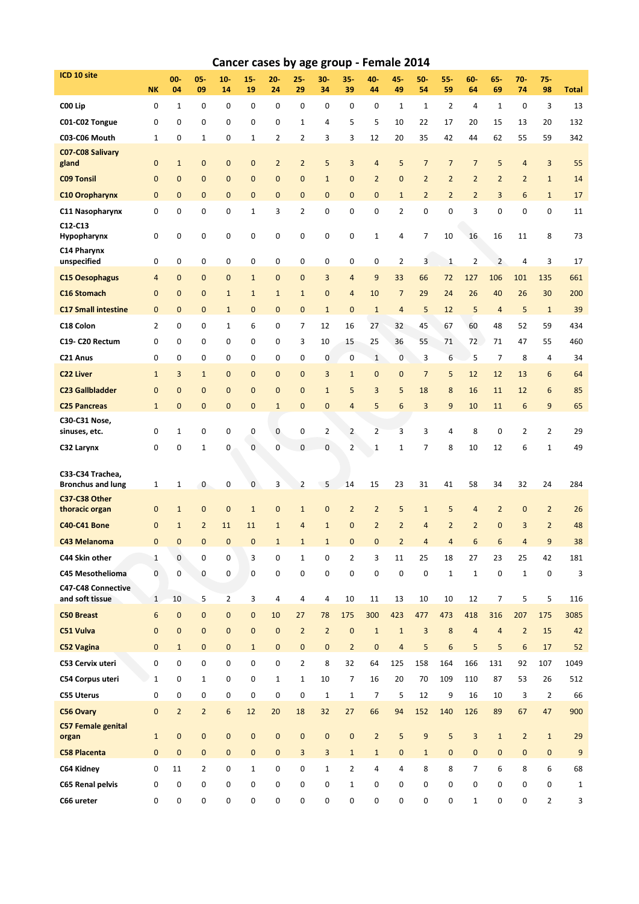# Cancer cases by age group - Female 2014

| ICD 10 site | NK | 00-04 | 05-09 | 10-14 | 15-19 | 20-24 | 25-29 | 30-34 | 35-39 | 40-44 | 45-49 | 50-54 | 55-59 | 60-64 | 65-69 | 70-74 | 75-98 | Total |
|---|---|---|---|---|---|---|---|---|---|---|---|---|---|---|---|---|---|---|
| **C00 Lip** | 0 | 1 | 0 | 0 | 0 | 0 | 0 | 0 | 0 | 0 | 1 | 1 | 2 | 4 | 1 | 0 | 3 | 13 |
| **C01-C02 Tongue** | 0 | 0 | 0 | 0 | 0 | 0 | 1 | 4 | 5 | 5 | 10 | 22 | 17 | 20 | 15 | 13 | 20 | 132 |
| **C03-C06 Mouth** | 1 | 0 | 1 | 0 | 1 | 2 | 2 | 3 | 3 | 12 | 20 | 35 | 42 | 44 | 62 | 55 | 59 | 342 |
| **C07-C08 Salivary gland** | 0 | 1 | 0 | 0 | 0 | 2 | 2 | 5 | 3 | 4 | 5 | 7 | 7 | 7 | 5 | 4 | 3 | 55 |
| **C09 Tonsil** | 0 | 0 | 0 | 0 | 0 | 0 | 0 | 1 | 0 | 2 | 0 | 2 | 2 | 2 | 2 | 2 | 1 | 14 |
| **C10 Oropharynx** | 0 | 0 | 0 | 0 | 0 | 0 | 0 | 0 | 0 | 0 | 1 | 2 | 2 | 2 | 3 | 6 | 1 | 17 |
| **C11 Nasopharynx** | 0 | 0 | 0 | 0 | 1 | 3 | 2 | 0 | 0 | 0 | 2 | 0 | 0 | 3 | 0 | 0 | 0 | 11 |
| **C12-C13 Hypopharynx** | 0 | 0 | 0 | 0 | 0 | 0 | 0 | 0 | 0 | 1 | 4 | 7 | 10 | 16 | 16 | 11 | 8 | 73 |
| **C14 Pharynx unspecified** | 0 | 0 | 0 | 0 | 0 | 0 | 0 | 0 | 0 | 0 | 2 | 3 | 1 | 2 | 2 | 4 | 3 | 17 |
| **C15 Oesophagus** | 4 | 0 | 0 | 0 | 1 | 0 | 0 | 3 | 4 | 9 | 33 | 66 | 72 | 127 | 106 | 101 | 135 | 661 |
| **C16 Stomach** | 0 | 0 | 0 | 1 | 1 | 1 | 1 | 0 | 4 | 10 | 7 | 29 | 24 | 26 | 40 | 26 | 30 | 200 |
| **C17 Small intestine** | 0 | 0 | 0 | 1 | 0 | 0 | 0 | 1 | 0 | 1 | 4 | 5 | 12 | 5 | 4 | 5 | 1 | 39 |
| **C18 Colon** | 2 | 0 | 0 | 1 | 6 | 0 | 7 | 12 | 16 | 27 | 32 | 45 | 67 | 60 | 48 | 52 | 59 | 434 |
| **C19- C20 Rectum** | 0 | 0 | 0 | 0 | 0 | 0 | 3 | 10 | 15 | 25 | 36 | 55 | 71 | 72 | 71 | 47 | 55 | 460 |
| **C21 Anus** | 0 | 0 | 0 | 0 | 0 | 0 | 0 | 0 | 0 | 1 | 0 | 3 | 6 | 5 | 7 | 8 | 4 | 34 |
| **C22 Liver** | 1 | 3 | 1 | 0 | 0 | 0 | 0 | 3 | 1 | 0 | 0 | 7 | 5 | 12 | 12 | 13 | 6 | 64 |
| **C23 Gallbladder** | 0 | 0 | 0 | 0 | 0 | 0 | 0 | 1 | 5 | 3 | 5 | 18 | 8 | 16 | 11 | 12 | 6 | 85 |
| **C25 Pancreas** | 1 | 0 | 0 | 0 | 0 | 1 | 0 | 0 | 4 | 5 | 6 | 3 | 9 | 10 | 11 | 6 | 9 | 65 |
| **C30-C31 Nose, sinuses, etc.** | 0 | 1 | 0 | 0 | 0 | 0 | 0 | 2 | 2 | 2 | 3 | 3 | 4 | 8 | 0 | 2 | 2 | 29 |
| **C32 Larynx** | 0 | 0 | 1 | 0 | 0 | 0 | 0 | 0 | 2 | 1 | 1 | 7 | 8 | 10 | 12 | 6 | 1 | 49 |
| **C33-C34 Trachea, Bronchus and lung** | 1 | 1 | 0 | 0 | 0 | 3 | 2 | 5 | 14 | 15 | 23 | 31 | 41 | 58 | 34 | 32 | 24 | 284 |
| **C37-C38 Other thoracic organ** | 0 | 1 | 0 | 0 | 1 | 0 | 1 | 0 | 2 | 2 | 5 | 1 | 5 | 4 | 2 | 0 | 2 | 26 |
| **C40-C41 Bone** | 0 | 1 | 2 | 11 | 11 | 1 | 4 | 1 | 0 | 2 | 2 | 4 | 2 | 2 | 0 | 3 | 2 | 48 |
| **C43 Melanoma** | 0 | 0 | 0 | 0 | 0 | 1 | 1 | 1 | 0 | 0 | 2 | 4 | 4 | 6 | 6 | 4 | 9 | 38 |
| **C44 Skin other** | 1 | 0 | 0 | 0 | 3 | 0 | 1 | 0 | 2 | 3 | 11 | 25 | 18 | 27 | 23 | 25 | 42 | 181 |
| **C45 Mesothelioma** | 0 | 0 | 0 | 0 | 0 | 0 | 0 | 0 | 0 | 0 | 0 | 0 | 1 | 1 | 0 | 1 | 0 | 3 |
| **C47-C48 Connective and soft tissue** | 1 | 10 | 5 | 2 | 3 | 4 | 4 | 4 | 10 | 11 | 13 | 10 | 10 | 12 | 7 | 5 | 5 | 116 |
| **C50 Breast** | 6 | 0 | 0 | 0 | 0 | 10 | 27 | 78 | 175 | 300 | 423 | 477 | 473 | 418 | 316 | 207 | 175 | 3085 |
| **C51 Vulva** | 0 | 0 | 0 | 0 | 0 | 0 | 2 | 2 | 0 | 1 | 1 | 3 | 8 | 4 | 4 | 2 | 15 | 42 |
| **C52 Vagina** | 0 | 1 | 0 | 0 | 1 | 0 | 0 | 0 | 2 | 0 | 4 | 5 | 6 | 5 | 5 | 6 | 17 | 52 |
| **C53 Cervix uteri** | 0 | 0 | 0 | 0 | 0 | 0 | 2 | 8 | 32 | 64 | 125 | 158 | 164 | 166 | 131 | 92 | 107 | 1049 |
| **C54 Corpus uteri** | 1 | 0 | 1 | 0 | 0 | 1 | 1 | 10 | 7 | 16 | 20 | 70 | 109 | 110 | 87 | 53 | 26 | 512 |
| **C55 Uterus** | 0 | 0 | 0 | 0 | 0 | 0 | 0 | 1 | 1 | 7 | 5 | 12 | 9 | 16 | 10 | 3 | 2 | 66 |
| **C56 Ovary** | 0 | 2 | 2 | 6 | 12 | 20 | 18 | 32 | 27 | 66 | 94 | 152 | 140 | 126 | 89 | 67 | 47 | 900 |
| **C57 Female genital organ** | 1 | 0 | 0 | 0 | 0 | 0 | 0 | 0 | 0 | 2 | 5 | 9 | 5 | 3 | 1 | 2 | 1 | 29 |
| **C58 Placenta** | 0 | 0 | 0 | 0 | 0 | 0 | 3 | 3 | 1 | 1 | 0 | 1 | 0 | 0 | 0 | 0 | 0 | 9 |
| **C64 Kidney** | 0 | 11 | 2 | 0 | 1 | 0 | 0 | 1 | 2 | 4 | 4 | 8 | 8 | 7 | 6 | 8 | 6 | 68 |
| **C65 Renal pelvis** | 0 | 0 | 0 | 0 | 0 | 0 | 0 | 0 | 1 | 0 | 0 | 0 | 0 | 0 | 0 | 0 | 0 | 1 |
| **C66 ureter** | 0 | 0 | 0 | 0 | 0 | 0 | 0 | 0 | 0 | 0 | 0 | 0 | 0 | 1 | 0 | 0 | 2 | 3 |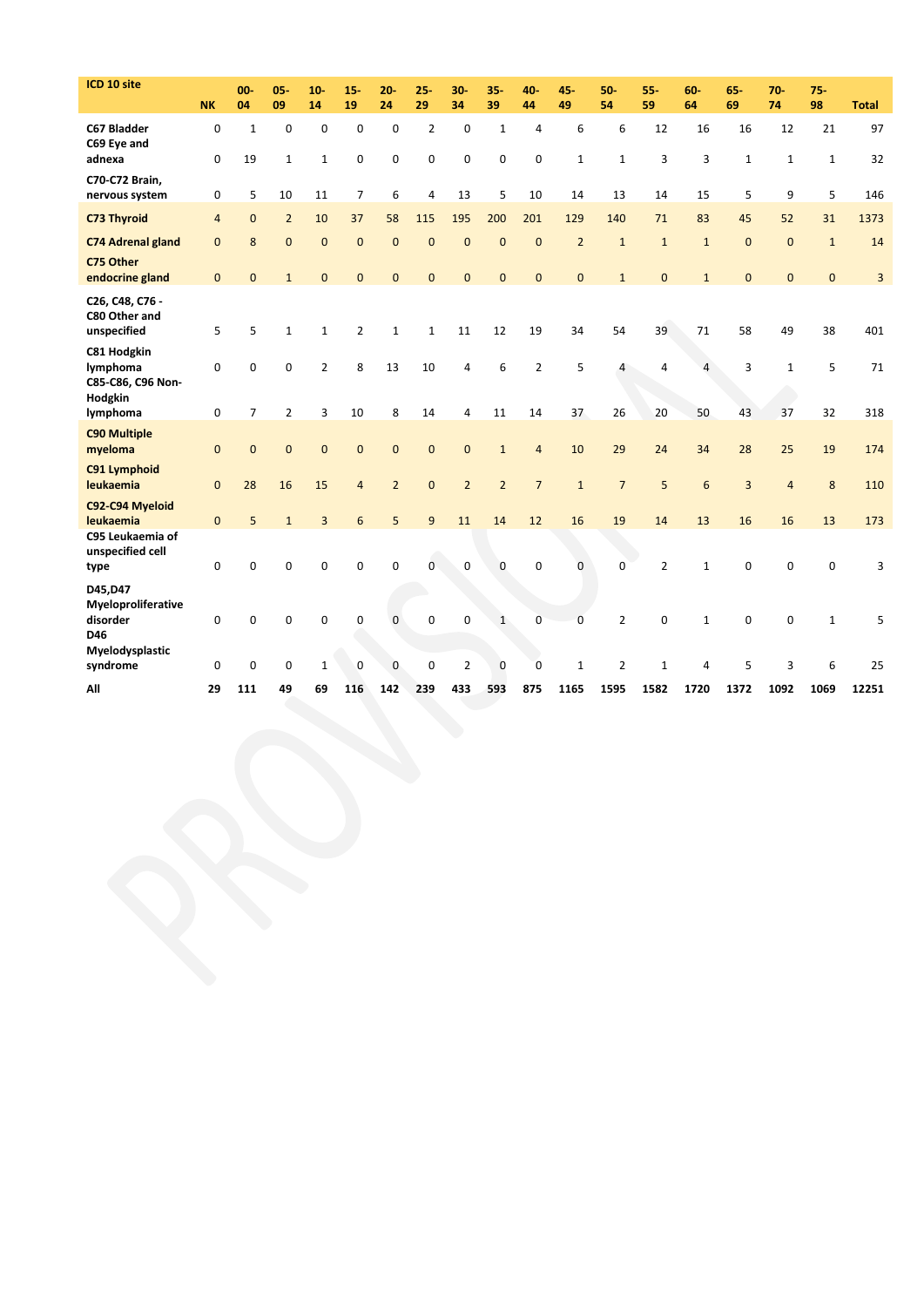| ICD 10 site | NK | 00-04 | 05-09 | 10-14 | 15-19 | 20-24 | 25-29 | 30-34 | 35-39 | 40-44 | 45-49 | 50-54 | 55-59 | 60-64 | 65-69 | 70-74 | 75-98 | Total |
|---|---|---|---|---|---|---|---|---|---|---|---|---|---|---|---|---|---|---|
| C67 Bladder | 0 | 1 | 0 | 0 | 0 | 0 | 2 | 0 | 1 | 4 | 6 | 6 | 12 | 16 | 16 | 12 | 21 | 97 |
| C69 Eye and adnexa | 0 | 19 | 1 | 1 | 0 | 0 | 0 | 0 | 0 | 0 | 1 | 1 | 3 | 3 | 1 | 1 | 1 | 32 |
| C70-C72 Brain, nervous system | 0 | 5 | 10 | 11 | 7 | 6 | 4 | 13 | 5 | 10 | 14 | 13 | 14 | 15 | 5 | 9 | 5 | 146 |
| **C73 Thyroid** | 4 | 0 | 2 | 10 | 37 | 58 | 115 | 195 | 200 | 201 | 129 | 140 | 71 | 83 | 45 | 52 | 31 | 1373 |
| **C74 Adrenal gland** | 0 | 8 | 0 | 0 | 0 | 0 | 0 | 0 | 0 | 0 | 2 | 1 | 1 | 1 | 0 | 0 | 1 | 14 |
| **C75 Other endocrine gland** | 0 | 0 | 1 | 0 | 0 | 0 | 0 | 0 | 0 | 0 | 0 | 1 | 0 | 1 | 0 | 0 | 0 | 3 |
| C26, C48, C76 - C80 Other and unspecified | 5 | 5 | 1 | 1 | 2 | 1 | 1 | 11 | 12 | 19 | 34 | 54 | 39 | 71 | 58 | 49 | 38 | 401 |
| C81 Hodgkin lymphoma | 0 | 0 | 0 | 2 | 8 | 13 | 10 | 4 | 6 | 2 | 5 | 4 | 4 | 4 | 3 | 1 | 5 | 71 |
| C85-C86, C96 Non-Hodgkin lymphoma | 0 | 7 | 2 | 3 | 10 | 8 | 14 | 4 | 11 | 14 | 37 | 26 | 20 | 50 | 43 | 37 | 32 | 318 |
| **C90 Multiple myeloma** | 0 | 0 | 0 | 0 | 0 | 0 | 0 | 0 | 1 | 4 | 10 | 29 | 24 | 34 | 28 | 25 | 19 | 174 |
| **C91 Lymphoid leukaemia** | 0 | 28 | 16 | 15 | 4 | 2 | 0 | 2 | 2 | 7 | 1 | 7 | 5 | 6 | 3 | 4 | 8 | 110 |
| **C92-C94 Myeloid leukaemia** | 0 | 5 | 1 | 3 | 6 | 5 | 9 | 11 | 14 | 12 | 16 | 19 | 14 | 13 | 16 | 16 | 13 | 173 |
| C95 Leukaemia of unspecified cell type | 0 | 0 | 0 | 0 | 0 | 0 | 0 | 0 | 0 | 0 | 0 | 0 | 2 | 1 | 0 | 0 | 0 | 3 |
| D45,D47 Myeloproliferative disorder | 0 | 0 | 0 | 0 | 0 | 0 | 0 | 0 | 1 | 0 | 0 | 2 | 0 | 1 | 0 | 0 | 1 | 5 |
| D46 Myelodysplastic syndrome | 0 | 0 | 0 | 1 | 0 | 0 | 0 | 2 | 0 | 0 | 1 | 2 | 1 | 4 | 5 | 3 | 6 | 25 |
| **All** | **29** | **111** | **49** | **69** | **116** | **142** | **239** | **433** | **593** | **875** | **1165** | **1595** | **1582** | **1720** | **1372** | **1092** | **1069** | **12251** |